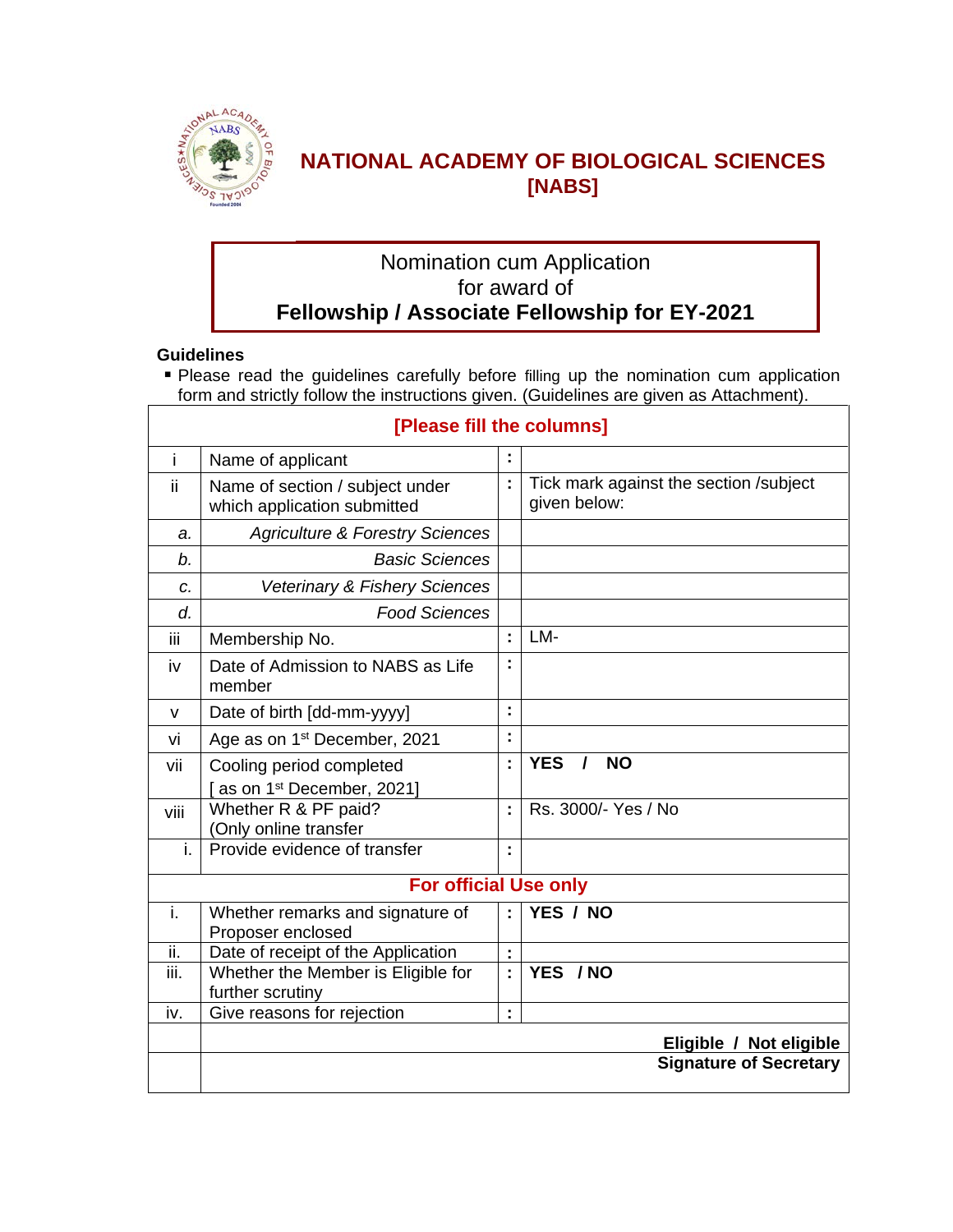# NATIONAL ACADEMY OF BIOLOGICAL SCIENCES [NABS]

Nomination cum Application
for award of
**Fellowship / Associate Fellowship for EY-2021**

**Guidelines**

- Please read the guidelines carefully before filling up the nomination cum application form and strictly follow the instructions given. (Guidelines are given as Attachment).

| [Please fill the columns] | | | |
|---|---|---|---|
| i | Name of applicant | : | |
| ii | Name of section / subject under which application submitted | : | Tick mark against the section /subject given below: |
| *a.* | *Agriculture & Forestry Sciences* | | |
| *b.* | *Basic Sciences* | | |
| *c.* | *Veterinary & Fishery Sciences* | | |
| *d.* | *Food Sciences* | | |
| iii | Membership No. | : | LM- |
| iv | Date of Admission to NABS as Life member | : | |
| v | Date of birth [dd-mm-yyyy] | : | |
| vi | Age as on 1st December, 2021 | : | |
| vii | Cooling period completed [ as on 1st December, 2021] | : | **YES / NO** |
| viii | Whether R & PF paid? (Only online transfer | : | Rs. 3000/- Yes / No |
| i. | Provide evidence of transfer | : | |
| **For official Use only** | | | |
| i. | Whether remarks and signature of Proposer enclosed | : | **YES / NO** |
| ii. | Date of receipt of the Application | : | |
| iii. | Whether the Member is Eligible for further scrutiny | : | **YES / NO** |
| iv. | Give reasons for rejection | : | |
| | **Eligible / Not eligible** | | |
| | **Signature of Secretary** | | |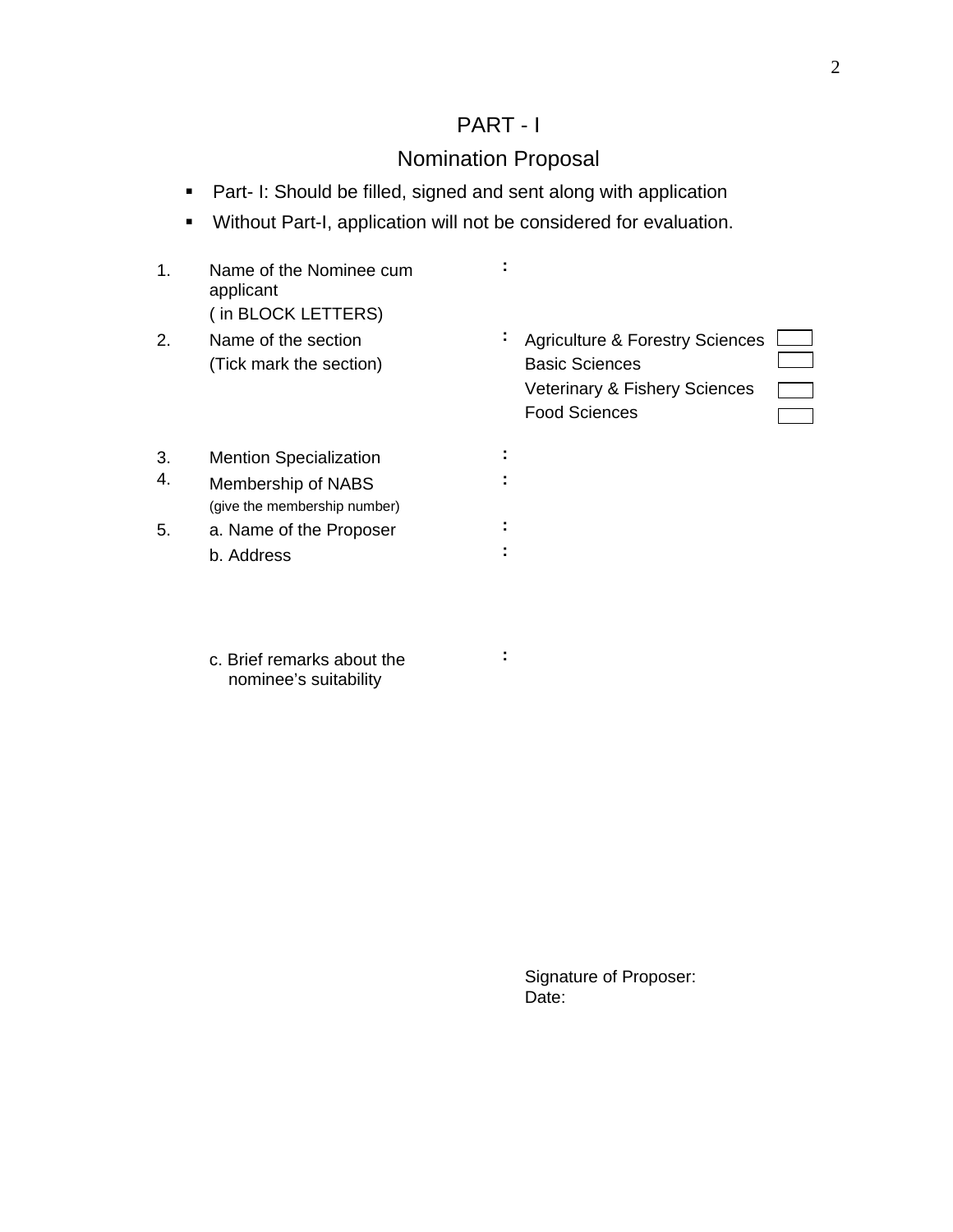# PART - I

## Nomination Proposal

- Part- I: Should be filled, signed and sent along with application
- Without Part-I, application will not be considered for evaluation.

| | | | |
|---|---|---|---|
| 1. | Name of the Nominee cum applicant<br>( in BLOCK LETTERS) | : | |
| 2. | Name of the section<br>(Tick mark the section) | : | Agriculture & Forestry Sciences ☐<br>Basic Sciences ☐<br>Veterinary & Fishery Sciences ☐<br>Food Sciences ☐ |
| 3. | Mention Specialization | : | |
| 4. | Membership of NABS<br>(give the membership number) | : | |
| 5. | a. Name of the Proposer | : | |
| | b. Address | : | |
| | c. Brief remarks about the nominee's suitability | : | |

Signature of Proposer:

Date: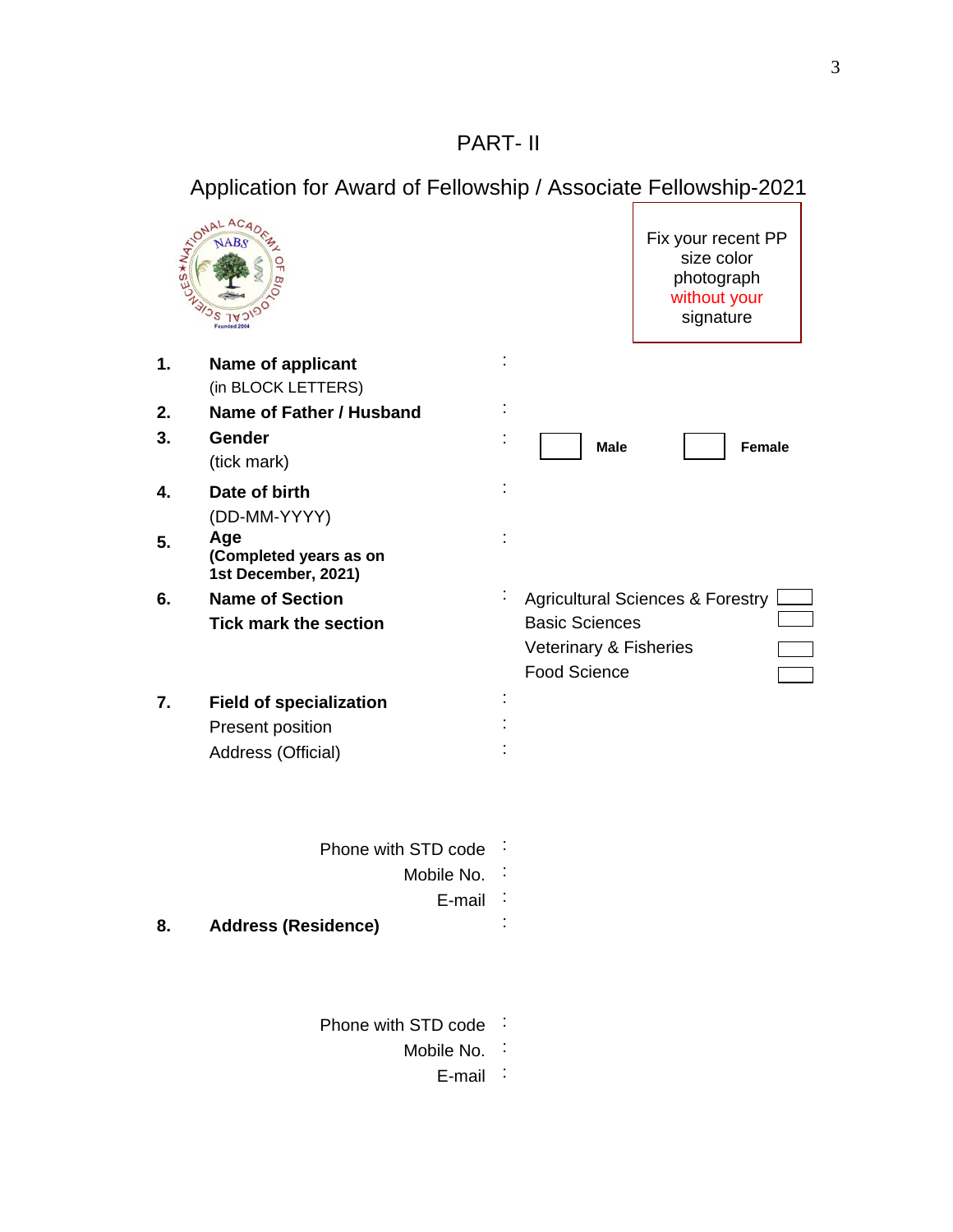# PART- II

## Application for Award of Fellowship / Associate Fellowship-2021

Fix your recent PP size color photograph without your signature

1. **Name of applicant** :
   (in BLOCK LETTERS)
2. **Name of Father / Husband** :
3. **Gender** : ☐ **Male** ☐ **Female**
   (tick mark)
4. **Date of birth** :
   (DD-MM-YYYY)
5. **Age** :
   **(Completed years as on 1st December, 2021)**
6. **Name of Section** :
   **Tick mark the section**
   - Agricultural Sciences & Forestry ☐
   - Basic Sciences ☐
   - Veterinary & Fisheries ☐
   - Food Science ☐
7. **Field of specialization** :
   Present position :
   Address (Official) :

   Phone with STD code :
   Mobile No. :
   E-mail :
8. **Address (Residence)** :

   Phone with STD code :
   Mobile No. :
   E-mail :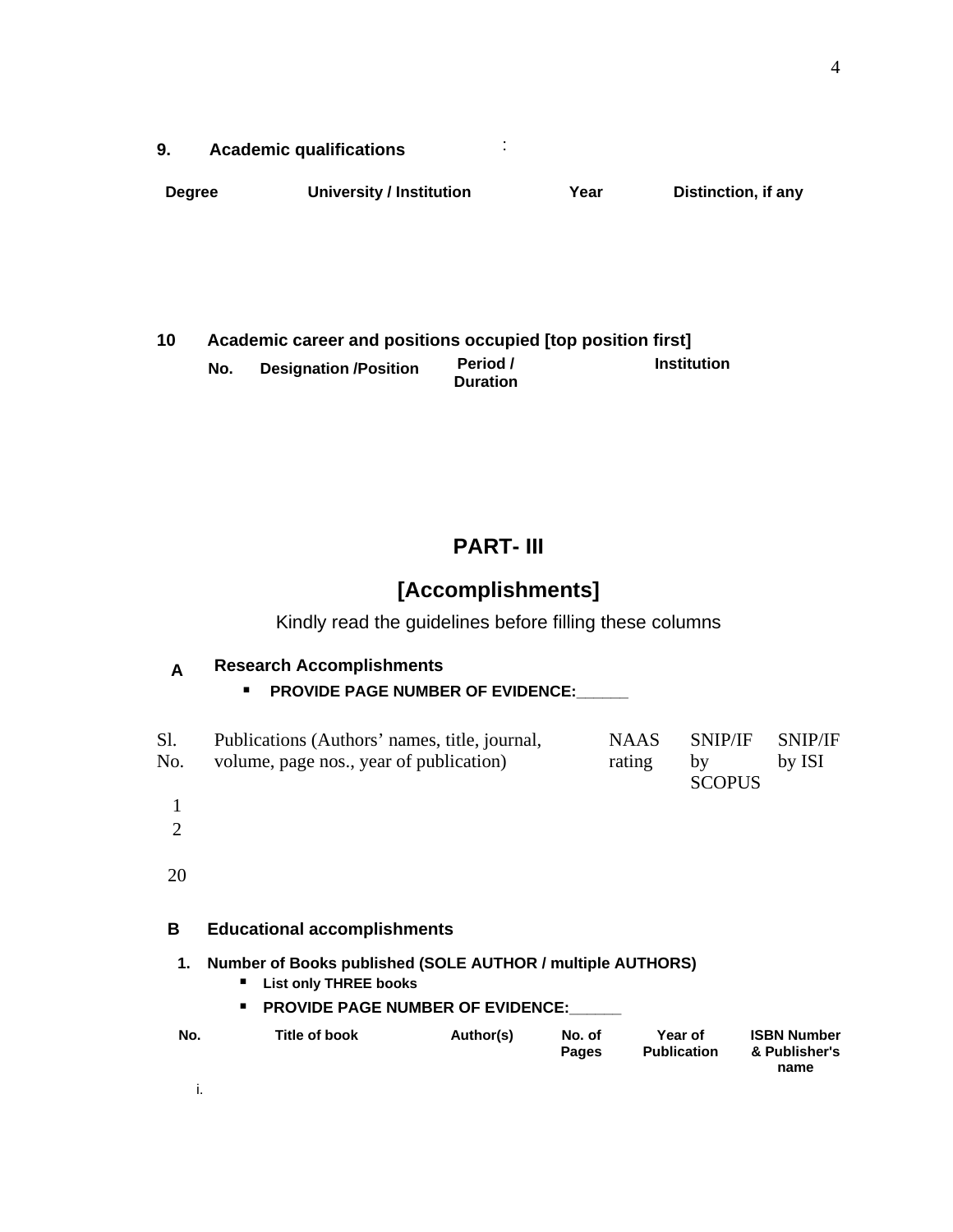**9. Academic qualifications** :

| Degree | University / Institution | Year | Distinction, if any |
|---|---|---|---|

**10 Academic career and positions occupied [top position first]**

| No. | Designation /Position | Period / Duration | Institution |
|---|---|---|---|

## PART- III

## [Accomplishments]

Kindly read the guidelines before filling these columns

**A Research Accomplishments**

- **PROVIDE PAGE NUMBER OF EVIDENCE:______**

| Sl. No. | Publications (Authors' names, title, journal, volume, page nos., year of publication) | NAAS rating | SNIP/IF by SCOPUS | SNIP/IF by ISI |
|---|---|---|---|---|
| 1 | | | | |
| 2 | | | | |
| 20 | | | | |

**B Educational accomplishments**

**1. Number of Books published (SOLE AUTHOR / multiple AUTHORS)**

- **List only THREE books**
- **PROVIDE PAGE NUMBER OF EVIDENCE:______**

| No. | Title of book | Author(s) | No. of Pages | Year of Publication | ISBN Number & Publisher's name |
|---|---|---|---|---|---|
| i. | | | | | |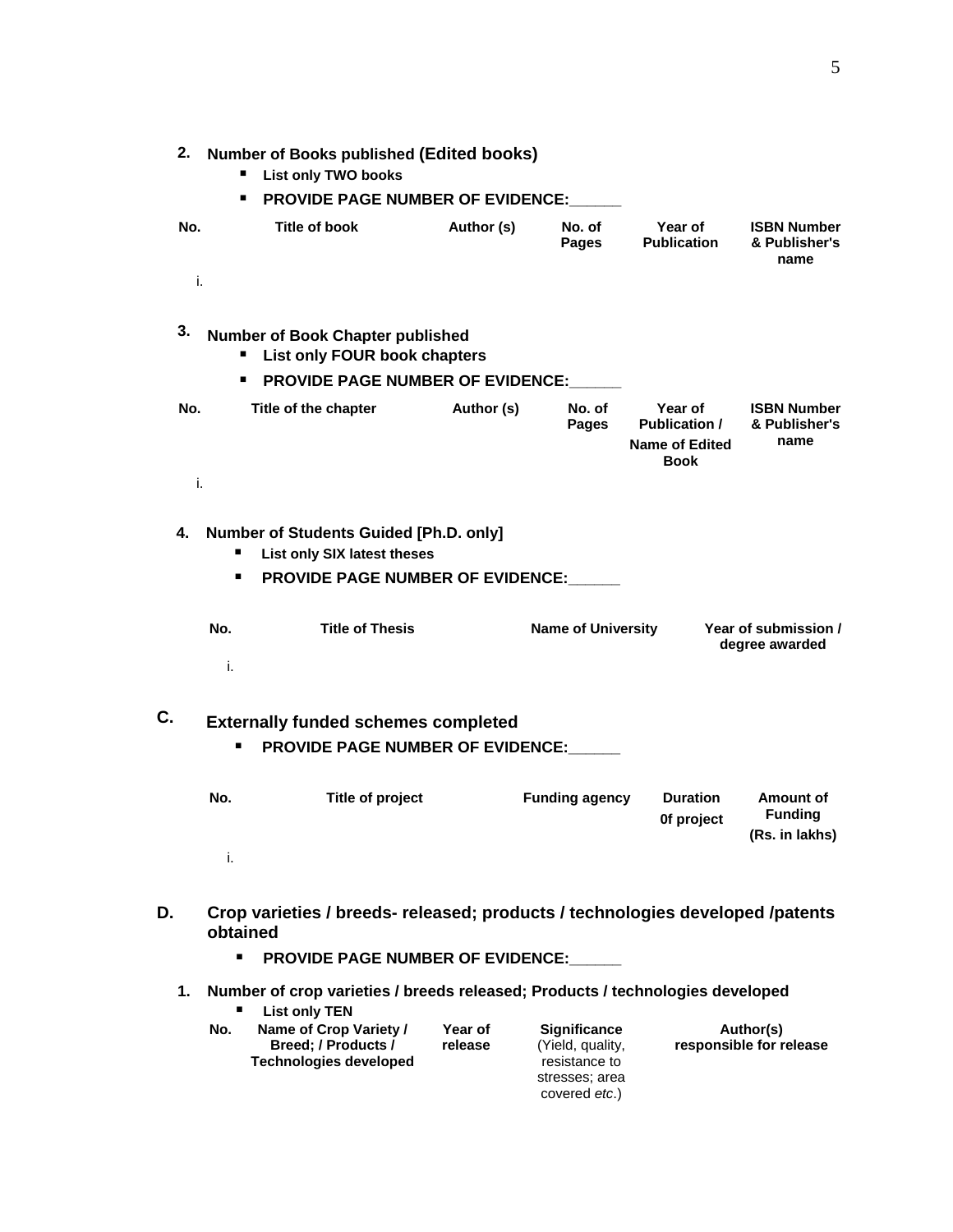**2. Number of Books published (Edited books)**

- **List only TWO books**
- **PROVIDE PAGE NUMBER OF EVIDENCE:______**

| No. | Title of book | Author (s) | No. of Pages | Year of Publication | ISBN Number & Publisher's name |
|---|---|---|---|---|---|
| i. | | | | | |

**3. Number of Book Chapter published**

- **List only FOUR book chapters**
- **PROVIDE PAGE NUMBER OF EVIDENCE:______**

| No. | Title of the chapter | Author (s) | No. of Pages | Year of Publication / Name of Edited Book | ISBN Number & Publisher's name |
|---|---|---|---|---|---|
| i. | | | | | |

**4. Number of Students Guided [Ph.D. only]**

- **List only SIX latest theses**
- **PROVIDE PAGE NUMBER OF EVIDENCE:______**

| No. | Title of Thesis | Name of University | Year of submission / degree awarded |
|---|---|---|---|
| i. | | | |

## C. Externally funded schemes completed

- **PROVIDE PAGE NUMBER OF EVIDENCE:______**

| No. | Title of project | Funding agency | Duration 0f project | Amount of Funding (Rs. in lakhs) |
|---|---|---|---|---|
| i. | | | | |

## D. Crop varieties / breeds- released; products / technologies developed /patents obtained

- **PROVIDE PAGE NUMBER OF EVIDENCE:______**

**1. Number of crop varieties / breeds released; Products / technologies developed**

- **List only TEN**

| No. | Name of Crop Variety / Breed; / Products / Technologies developed | Year of release | Significance (Yield, quality, resistance to stresses; area covered *etc*.) | Author(s) responsible for release |
|---|---|---|---|---|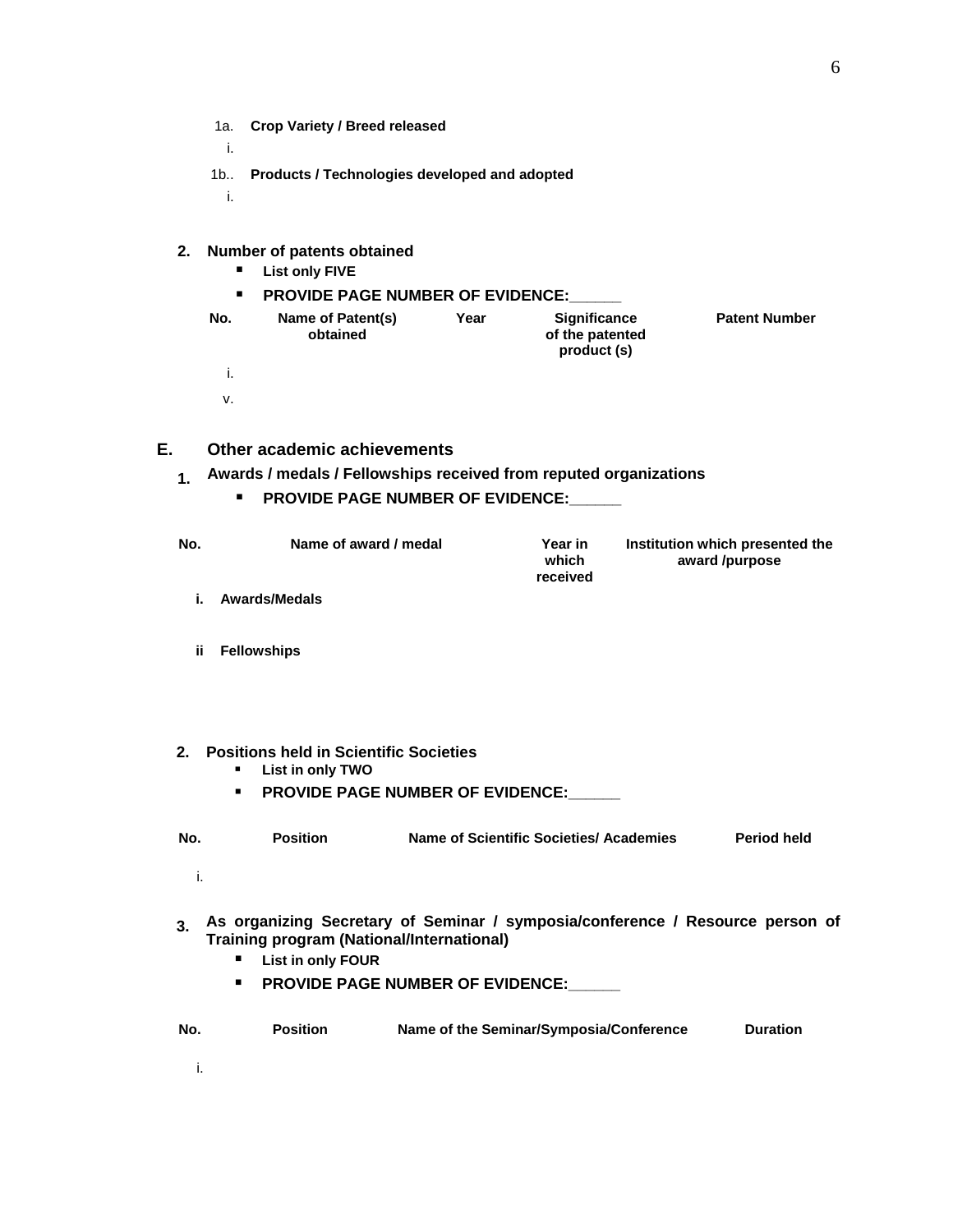1a. **Crop Variety / Breed released**

i.

1b.. **Products / Technologies developed and adopted**

i.

**2. Number of patents obtained**

- **List only FIVE**
- **PROVIDE PAGE NUMBER OF EVIDENCE:______**

| No. | Name of Patent(s) obtained | Year | Significance of the patented product (s) | Patent Number |
|---|---|---|---|---|
| i. | | | | |
| v. | | | | |

## E. Other academic achievements

**1. Awards / medals / Fellowships received from reputed organizations**

- **PROVIDE PAGE NUMBER OF EVIDENCE:______**

| No. | Name of award / medal | Year in which received | Institution which presented the award /purpose |
|---|---|---|---|
| **i.** | **Awards/Medals** | | |
| **ii** | **Fellowships** | | |

**2. Positions held in Scientific Societies**

- **List in only TWO**
- **PROVIDE PAGE NUMBER OF EVIDENCE:______**

| No. | Position | Name of Scientific Societies/ Academies | Period held |
|---|---|---|---|
| i. | | | |

**3. As organizing Secretary of Seminar / symposia/conference / Resource person of Training program (National/International)**

- **List in only FOUR**
- **PROVIDE PAGE NUMBER OF EVIDENCE:______**

| No. | Position | Name of the Seminar/Symposia/Conference | Duration |
|---|---|---|---|
| i. | | | |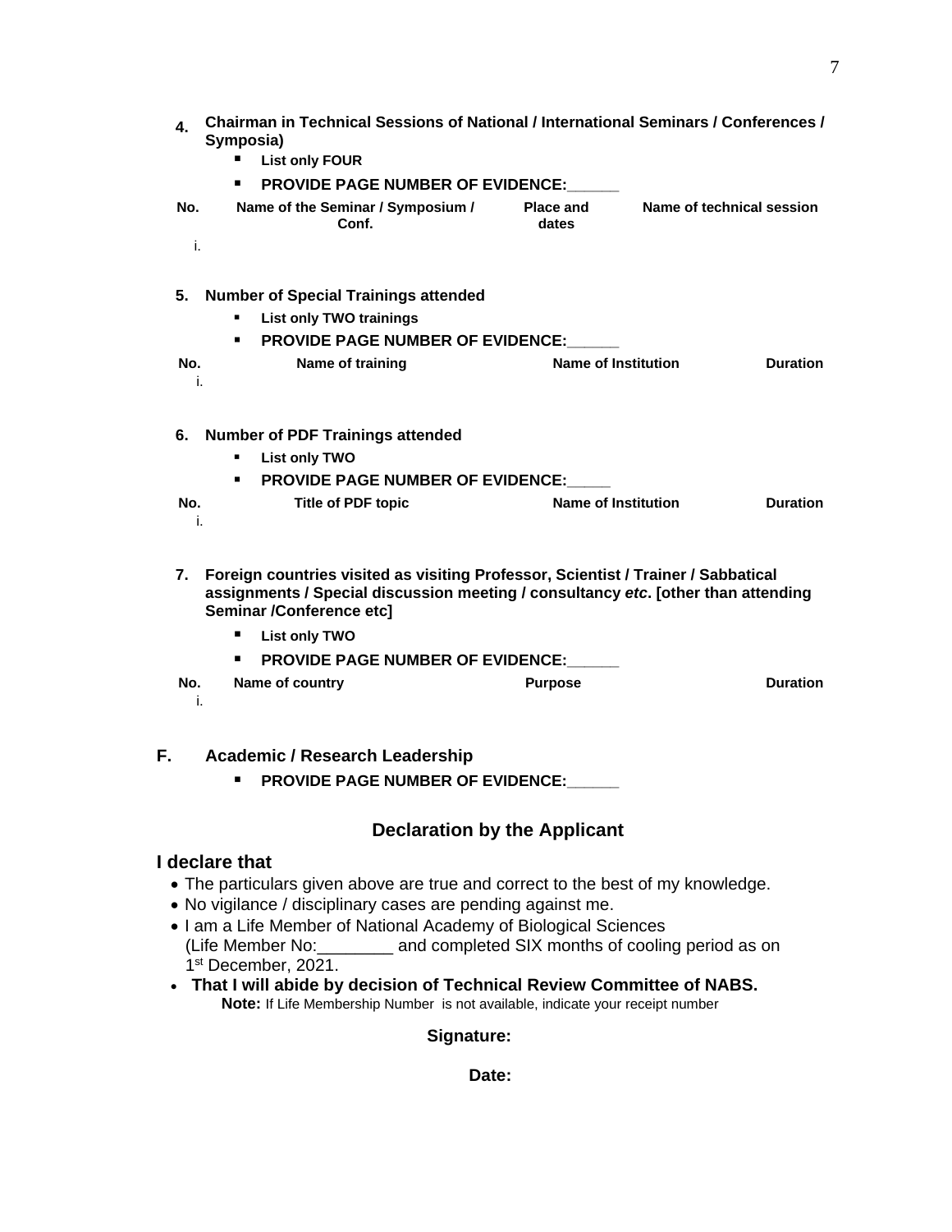**4. Chairman in Technical Sessions of National / International Seminars / Conferences / Symposia)**

- **List only FOUR**
- **PROVIDE PAGE NUMBER OF EVIDENCE:______**

| No. | Name of the Seminar / Symposium / Conf. | Place and dates | Name of technical session |
|---|---|---|---|
| i. | | | |

**5. Number of Special Trainings attended**

- **List only TWO trainings**
- **PROVIDE PAGE NUMBER OF EVIDENCE:______**

| No. | Name of training | Name of Institution | Duration |
|---|---|---|---|
| i. | | | |

**6. Number of PDF Trainings attended**

- **List only TWO**
- **PROVIDE PAGE NUMBER OF EVIDENCE:_____**

| No. | Title of PDF topic | Name of Institution | Duration |
|---|---|---|---|
| i. | | | |

**7. Foreign countries visited as visiting Professor, Scientist / Trainer / Sabbatical assignments / Special discussion meeting / consultancy *etc*. [other than attending Seminar /Conference etc]**

- **List only TWO**
- **PROVIDE PAGE NUMBER OF EVIDENCE:______**

| No. | Name of country | Purpose | Duration |
|---|---|---|---|
| i. | | | |

## F. Academic / Research Leadership

- **PROVIDE PAGE NUMBER OF EVIDENCE:______**

## Declaration by the Applicant

**I declare that**

- The particulars given above are true and correct to the best of my knowledge.
- No vigilance / disciplinary cases are pending against me.
- I am a Life Member of National Academy of Biological Sciences (Life Member No:________ and completed SIX months of cooling period as on 1st December, 2021.
- **That I will abide by decision of Technical Review Committee of NABS.**

**Note:** If Life Membership Number is not available, indicate your receipt number

**Signature:**

**Date:**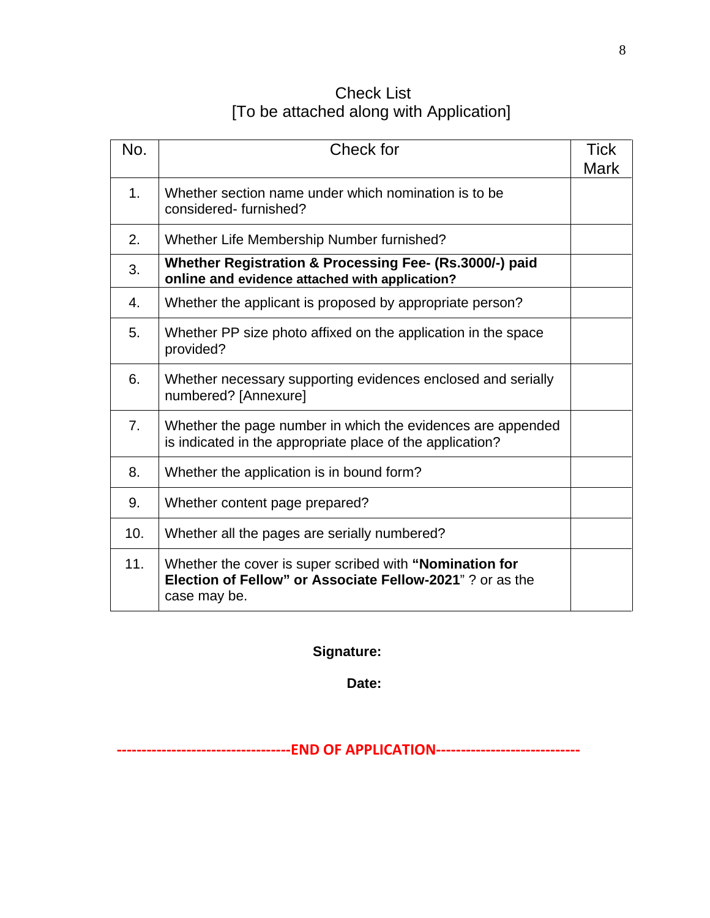Check List
[To be attached along with Application]

| No. | Check for | Tick Mark |
| --- | --- | --- |
| 1. | Whether section name under which nomination is to be considered- furnished? | |
| 2. | Whether Life Membership Number furnished? | |
| 3. | **Whether Registration & Processing Fee- (Rs.3000/-) paid online and evidence attached with application?** | |
| 4. | Whether the applicant is proposed by appropriate person? | |
| 5. | Whether PP size photo affixed on the application in the space provided? | |
| 6. | Whether necessary supporting evidences enclosed and serially numbered? [Annexure] | |
| 7. | Whether the page number in which the evidences are appended is indicated in the appropriate place of the application? | |
| 8. | Whether the application is in bound form? | |
| 9. | Whether content page prepared? | |
| 10. | Whether all the pages are serially numbered? | |
| 11. | Whether the cover is super scribed with **"Nomination for Election of Fellow" or Associate Fellow-2021**" ? or as the case may be. | |

**Signature:**

**Date:**

**----------------------------------END OF APPLICATION----------------------------**